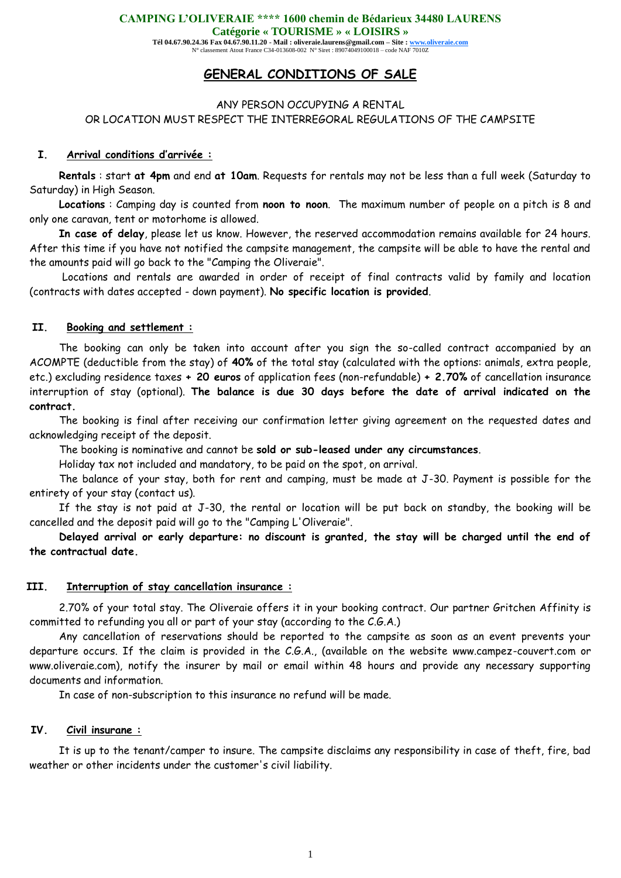**CAMPING L'OLIVERAIE \*\*\*\* 1600 chemin de Bédarieux 34480 LAURENS**
**Catégorie « TOURISME » « LOISIRS »**
**Tél 04.67.90.24.36 Fax 04.67.90.11.20 - Mail : oliveraie.laurens@gmail.com – Site : www.oliveraie.com**
N° classement Atout France C34-013608-002 N° Siret : 89074049100018 – code NAF 7010Z

# GENERAL CONDITIONS OF SALE

ANY PERSON OCCUPYING A RENTAL
OR LOCATION MUST RESPECT THE INTERREGORAL REGULATIONS OF THE CAMPSITE

## I. Arrival conditions d'arrivée :

**Rentals** : start **at 4pm** and end **at 10am**. Requests for rentals may not be less than a full week (Saturday to Saturday) in High Season.

**Locations** : Camping day is counted from **noon to noon**. The maximum number of people on a pitch is 8 and only one caravan, tent or motorhome is allowed.

**In case of delay**, please let us know. However, the reserved accommodation remains available for 24 hours. After this time if you have not notified the campsite management, the campsite will be able to have the rental and the amounts paid will go back to the "Camping the Oliveraie".

Locations and rentals are awarded in order of receipt of final contracts valid by family and location (contracts with dates accepted - down payment). **No specific location is provided**.

## II. Booking and settlement :

The booking can only be taken into account after you sign the so-called contract accompanied by an ACOMPTE (deductible from the stay) of **40%** of the total stay (calculated with the options: animals, extra people, etc.) excluding residence taxes **+ 20 euros** of application fees (non-refundable) **+ 2.70%** of cancellation insurance interruption of stay (optional). **The balance is due 30 days before the date of arrival indicated on the contract.**

The booking is final after receiving our confirmation letter giving agreement on the requested dates and acknowledging receipt of the deposit.

The booking is nominative and cannot be **sold or sub-leased under any circumstances**.

Holiday tax not included and mandatory, to be paid on the spot, on arrival.

The balance of your stay, both for rent and camping, must be made at J-30. Payment is possible for the entirety of your stay (contact us).

If the stay is not paid at J-30, the rental or location will be put back on standby, the booking will be cancelled and the deposit paid will go to the "Camping L'Oliveraie".

**Delayed arrival or early departure: no discount is granted, the stay will be charged until the end of the contractual date.**

## III. Interruption of stay cancellation insurance :

2.70% of your total stay. The Oliveraie offers it in your booking contract. Our partner Gritchen Affinity is committed to refunding you all or part of your stay (according to the C.G.A.)

Any cancellation of reservations should be reported to the campsite as soon as an event prevents your departure occurs. If the claim is provided in the C.G.A., (available on the website www.campez-couvert.com or www.oliveraie.com), notify the insurer by mail or email within 48 hours and provide any necessary supporting documents and information.

In case of non-subscription to this insurance no refund will be made.

## IV. Civil insurane :

It is up to the tenant/camper to insure. The campsite disclaims any responsibility in case of theft, fire, bad weather or other incidents under the customer's civil liability.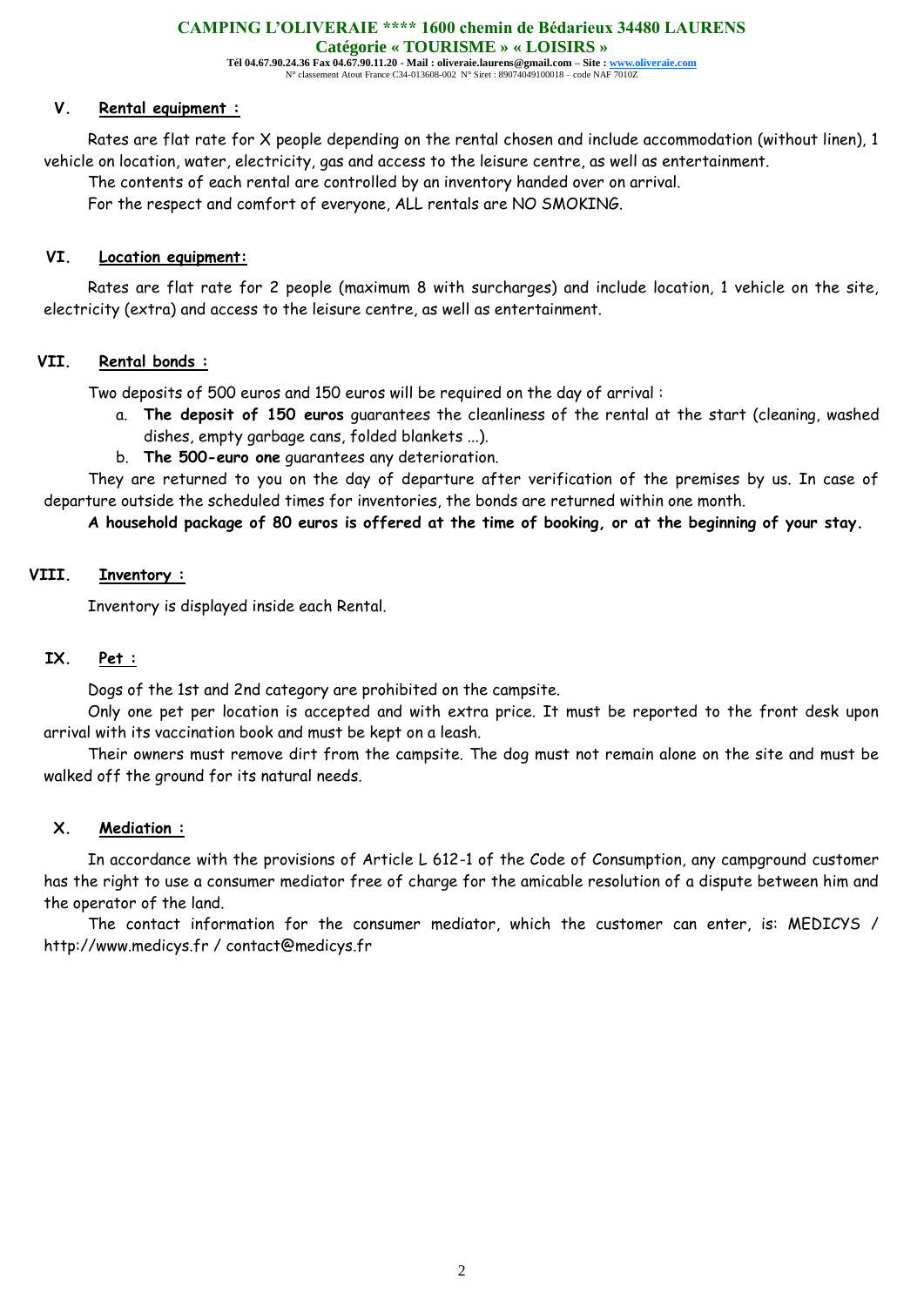**CAMPING L'OLIVERAIE \*\*\*\* 1600 chemin de Bédarieux 34480 LAURENS**
**Catégorie « TOURISME » « LOISIRS »**
**Tél 04.67.90.24.36 Fax 04.67.90.11.20 - Mail : oliveraie.laurens@gmail.com – Site : www.oliveraie.com**
N° classement Atout France C34-013608-002 N° Siret : 89074049100018 – code NAF 7010Z

## V. Rental equipment :

Rates are flat rate for X people depending on the rental chosen and include accommodation (without linen), 1 vehicle on location, water, electricity, gas and access to the leisure centre, as well as entertainment.

The contents of each rental are controlled by an inventory handed over on arrival.

For the respect and comfort of everyone, ALL rentals are NO SMOKING.

## VI. Location equipment:

Rates are flat rate for 2 people (maximum 8 with surcharges) and include location, 1 vehicle on the site, electricity (extra) and access to the leisure centre, as well as entertainment.

## VII. Rental bonds :

Two deposits of 500 euros and 150 euros will be required on the day of arrival :

a. **The deposit of 150 euros** guarantees the cleanliness of the rental at the start (cleaning, washed dishes, empty garbage cans, folded blankets ...).
b. **The 500-euro one** guarantees any deterioration.

They are returned to you on the day of departure after verification of the premises by us. In case of departure outside the scheduled times for inventories, the bonds are returned within one month.

**A household package of 80 euros is offered at the time of booking, or at the beginning of your stay.**

## VIII. Inventory :

Inventory is displayed inside each Rental.

## IX. Pet :

Dogs of the 1st and 2nd category are prohibited on the campsite.

Only one pet per location is accepted and with extra price. It must be reported to the front desk upon arrival with its vaccination book and must be kept on a leash.

Their owners must remove dirt from the campsite. The dog must not remain alone on the site and must be walked off the ground for its natural needs.

## X. Mediation :

In accordance with the provisions of Article L 612-1 of the Code of Consumption, any campground customer has the right to use a consumer mediator free of charge for the amicable resolution of a dispute between him and the operator of the land.

The contact information for the consumer mediator, which the customer can enter, is: MEDICYS / http://www.medicys.fr / contact@medicys.fr